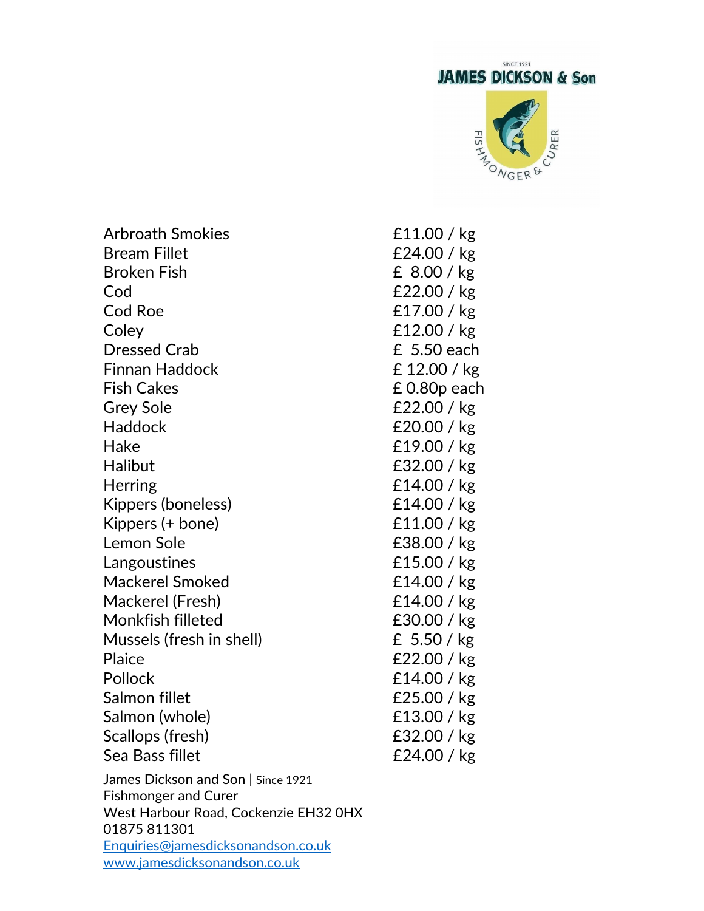SINCE 1921

**JAMES DICKSON & Son**

FISHMONGER & CURER

| Item | Price |
| --- | --- |
| Arbroath Smokies | £11.00 / kg |
| Bream Fillet | £24.00 / kg |
| Broken Fish | £ 8.00 / kg |
| Cod | £22.00 / kg |
| Cod Roe | £17.00 / kg |
| Coley | £12.00 / kg |
| Dressed Crab | £ 5.50 each |
| Finnan Haddock | £ 12.00 / kg |
| Fish Cakes | £ 0.80p each |
| Grey Sole | £22.00 / kg |
| Haddock | £20.00 / kg |
| Hake | £19.00 / kg |
| Halibut | £32.00 / kg |
| Herring | £14.00 / kg |
| Kippers (boneless) | £14.00 / kg |
| Kippers (+ bone) | £11.00 / kg |
| Lemon Sole | £38.00 / kg |
| Langoustines | £15.00 / kg |
| Mackerel Smoked | £14.00 / kg |
| Mackerel (Fresh) | £14.00 / kg |
| Monkfish filleted | £30.00 / kg |
| Mussels (fresh in shell) | £ 5.50 / kg |
| Plaice | £22.00 / kg |
| Pollock | £14.00 / kg |
| Salmon fillet | £25.00 / kg |
| Salmon (whole) | £13.00 / kg |
| Scallops (fresh) | £32.00 / kg |
| Sea Bass fillet | £24.00 / kg |

James Dickson and Son | Since 1921
Fishmonger and Curer
West Harbour Road, Cockenzie EH32 0HX
01875 811301
[Enquiries@jamesdicksonandson.co.uk](mailto:Enquiries@jamesdicksonandson.co.uk)
[www.jamesdicksonandson.co.uk](http://www.jamesdicksonandson.co.uk)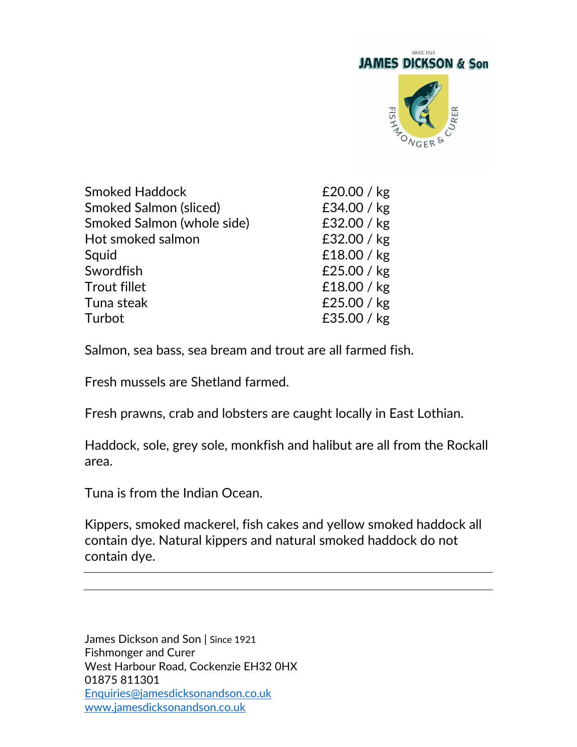| | |
|---|---|
| Smoked Haddock | £20.00 / kg |
| Smoked Salmon (sliced) | £34.00 / kg |
| Smoked Salmon (whole side) | £32.00 / kg |
| Hot smoked salmon | £32.00 / kg |
| Squid | £18.00 / kg |
| Swordfish | £25.00 / kg |
| Trout fillet | £18.00 / kg |
| Tuna steak | £25.00 / kg |
| Turbot | £35.00 / kg |

Salmon, sea bass, sea bream and trout are all farmed fish.

Fresh mussels are Shetland farmed.

Fresh prawns, crab and lobsters are caught locally in East Lothian.

Haddock, sole, grey sole, monkfish and halibut are all from the Rockall area.

Tuna is from the Indian Ocean.

Kippers, smoked mackerel, fish cakes and yellow smoked haddock all contain dye. Natural kippers and natural smoked haddock do not contain dye.

---

James Dickson and Son | Since 1921
Fishmonger and Curer
West Harbour Road, Cockenzie EH32 0HX
01875 811301
[Enquiries@jamesdicksonandson.co.uk](mailto:Enquiries@jamesdicksonandson.co.uk)
[www.jamesdicksonandson.co.uk](http://www.jamesdicksonandson.co.uk)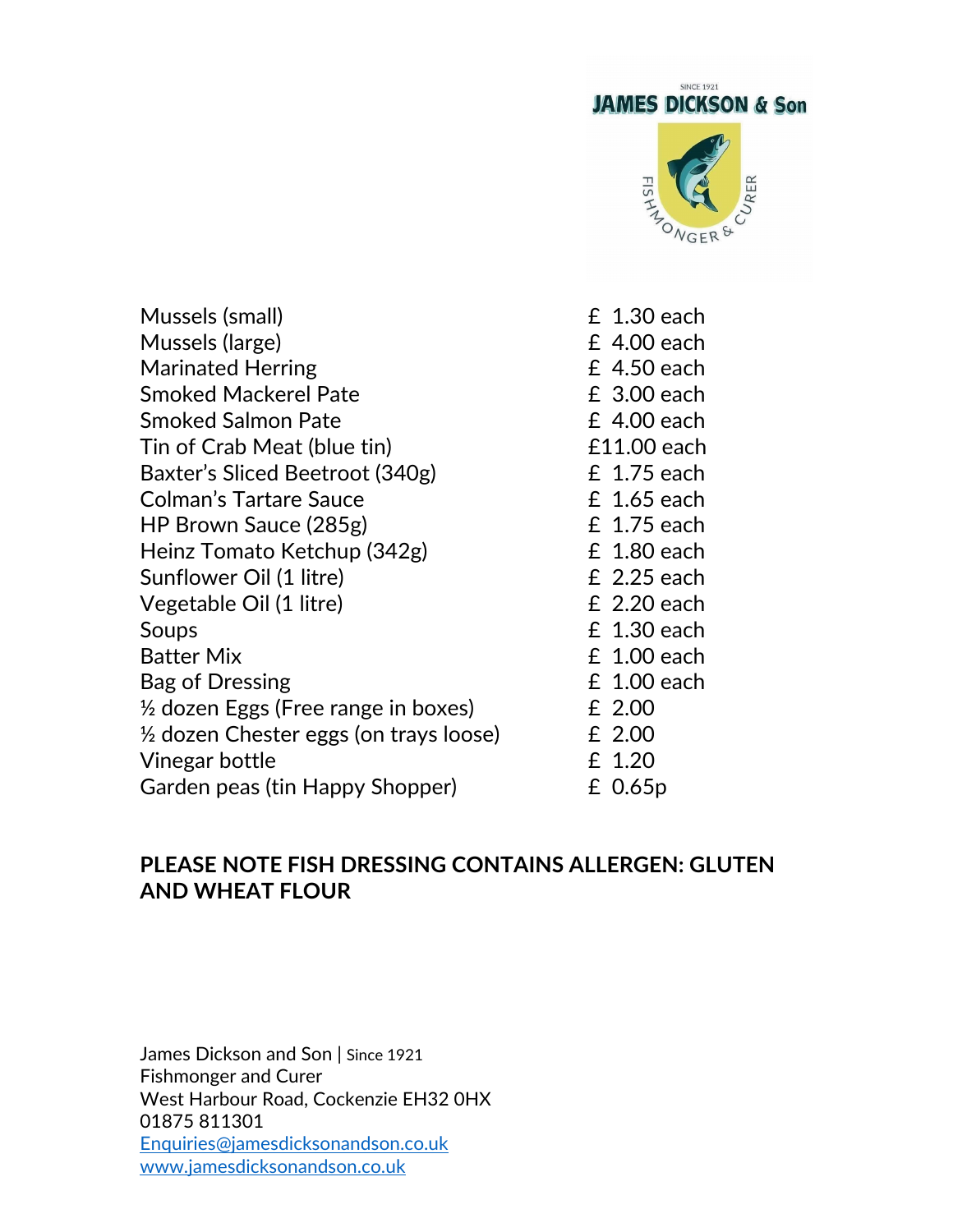| | |
|---|---|
| Mussels (small) | £ 1.30 each |
| Mussels (large) | £ 4.00 each |
| Marinated Herring | £ 4.50 each |
| Smoked Mackerel Pate | £ 3.00 each |
| Smoked Salmon Pate | £ 4.00 each |
| Tin of Crab Meat (blue tin) | £11.00 each |
| Baxter's Sliced Beetroot (340g) | £ 1.75 each |
| Colman's Tartare Sauce | £ 1.65 each |
| HP Brown Sauce (285g) | £ 1.75 each |
| Heinz Tomato Ketchup (342g) | £ 1.80 each |
| Sunflower Oil (1 litre) | £ 2.25 each |
| Vegetable Oil (1 litre) | £ 2.20 each |
| Soups | £ 1.30 each |
| Batter Mix | £ 1.00 each |
| Bag of Dressing | £ 1.00 each |
| ½ dozen Eggs (Free range in boxes) | £ 2.00 |
| ½ dozen Chester eggs (on trays loose) | £ 2.00 |
| Vinegar bottle | £ 1.20 |
| Garden peas (tin Happy Shopper) | £ 0.65p |

**PLEASE NOTE FISH DRESSING CONTAINS ALLERGEN: GLUTEN AND WHEAT FLOUR**

James Dickson and Son | Since 1921
Fishmonger and Curer
West Harbour Road, Cockenzie EH32 0HX
01875 811301
Enquiries@jamesdicksonandson.co.uk
www.jamesdicksonandson.co.uk